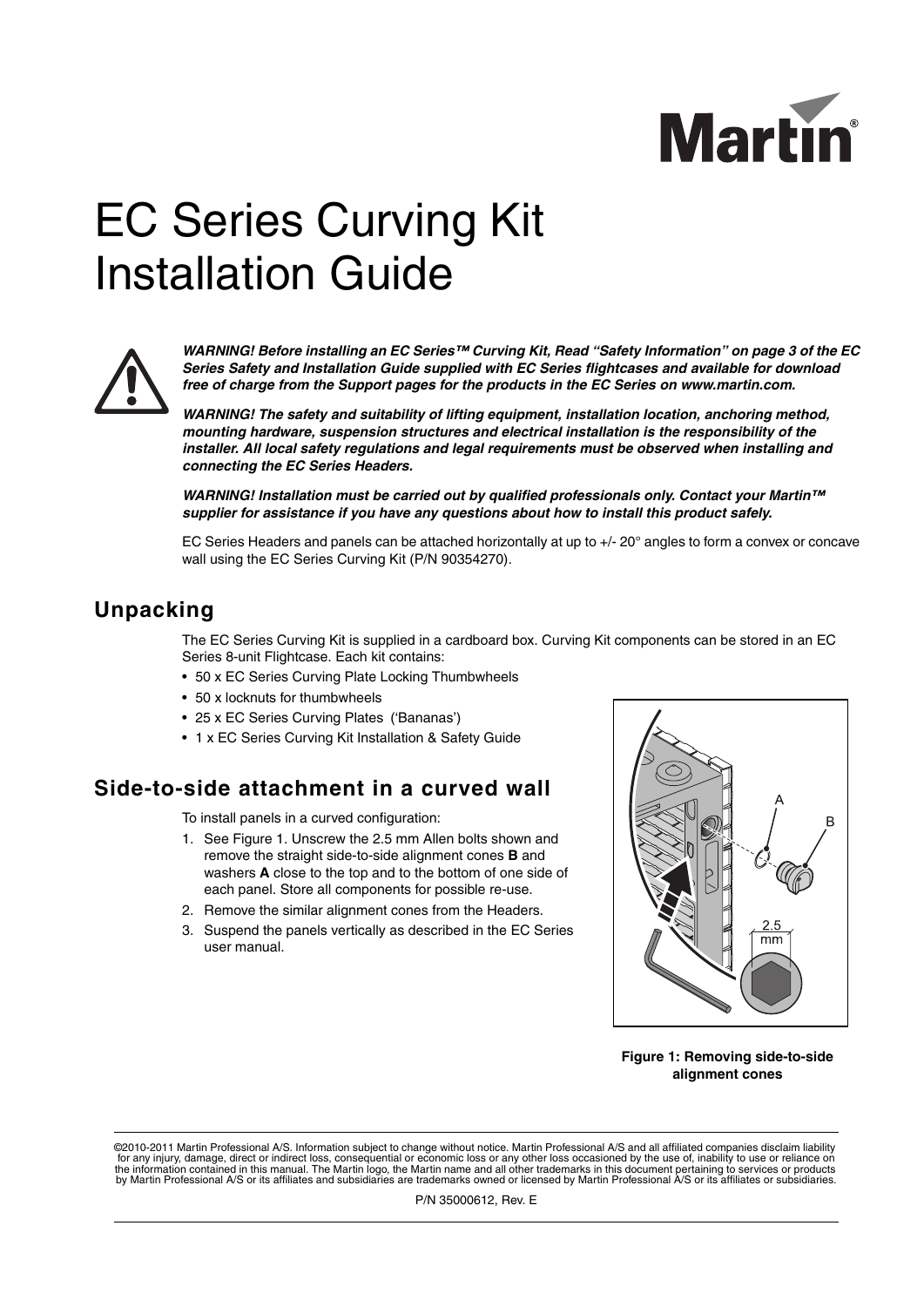# EC Series Curving Kit Installation Guide

***WARNING! Before installing an EC Series™ Curving Kit, Read "Safety Information" on page 3 of the EC Series Safety and Installation Guide supplied with EC Series flightcases and available for download free of charge from the Support pages for the products in the EC Series on www.martin.com.***

***WARNING! The safety and suitability of lifting equipment, installation location, anchoring method, mounting hardware, suspension structures and electrical installation is the responsibility of the installer. All local safety regulations and legal requirements must be observed when installing and connecting the EC Series Headers.***

***WARNING! Installation must be carried out by qualified professionals only. Contact your Martin™ supplier for assistance if you have any questions about how to install this product safely.***

EC Series Headers and panels can be attached horizontally at up to +/- 20° angles to form a convex or concave wall using the EC Series Curving Kit (P/N 90354270).

## Unpacking

The EC Series Curving Kit is supplied in a cardboard box. Curving Kit components can be stored in an EC Series 8-unit Flightcase. Each kit contains:

- 50 x EC Series Curving Plate Locking Thumbwheels
- 50 x locknuts for thumbwheels
- 25 x EC Series Curving Plates ('Bananas')
- 1 x EC Series Curving Kit Installation & Safety Guide

## Side-to-side attachment in a curved wall

To install panels in a curved configuration:

1. See Figure 1. Unscrew the 2.5 mm Allen bolts shown and remove the straight side-to-side alignment cones **B** and washers **A** close to the top and to the bottom of one side of each panel. Store all components for possible re-use.
2. Remove the similar alignment cones from the Headers.
3. Suspend the panels vertically as described in the EC Series user manual.

**Figure 1: Removing side-to-side alignment cones**

©2010-2011 Martin Professional A/S. Information subject to change without notice. Martin Professional A/S and all affiliated companies disclaim liability for any injury, damage, direct or indirect loss, consequential or economic loss or any other loss occasioned by the use of, inability to use or reliance on the information contained in this manual. The Martin logo, the Martin name and all other trademarks in this document pertaining to services or products by Martin Professional A/S or its affiliates and subsidiaries are trademarks owned or licensed by Martin Professional A/S or its affiliates or subsidiaries.

P/N 35000612, Rev. E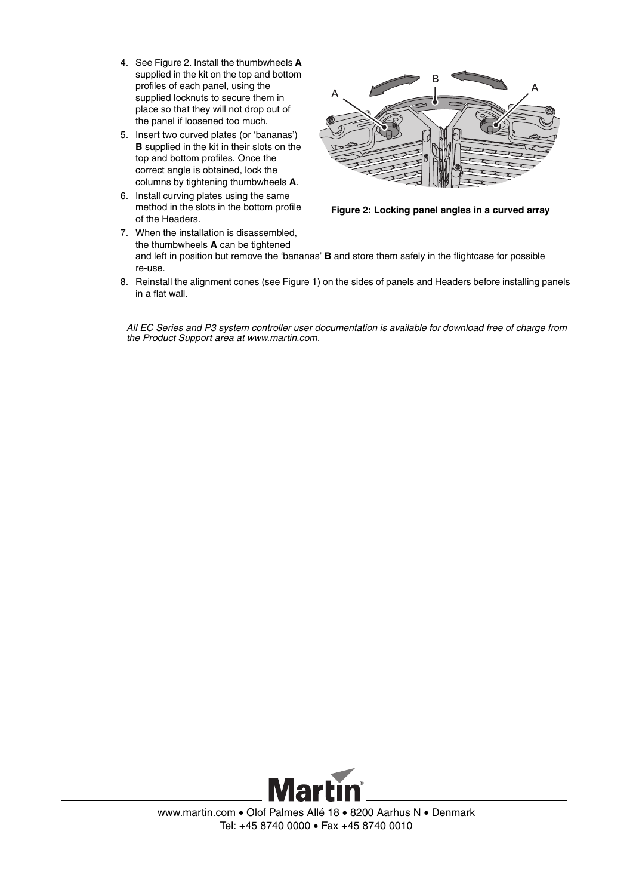4. See Figure 2. Install the thumbwheels **A** supplied in the kit on the top and bottom profiles of each panel, using the supplied locknuts to secure them in place so that they will not drop out of the panel if loosened too much.
5. Insert two curved plates (or 'bananas') **B** supplied in the kit in their slots on the top and bottom profiles. Once the correct angle is obtained, lock the columns by tightening thumbwheels **A**.
6. Install curving plates using the same method in the slots in the bottom profile of the Headers.
7. When the installation is disassembled, the thumbwheels **A** can be tightened and left in position but remove the 'bananas' **B** and store them safely in the flightcase for possible re-use.
8. Reinstall the alignment cones (see Figure 1) on the sides of panels and Headers before installing panels in a flat wall.

A

B

A

**Figure 2: Locking panel angles in a curved array**

*All EC Series and P3 system controller user documentation is available for download free of charge from the Product Support area at www.martin.com.*

Martin®

www.martin.com • Olof Palmes Allé 18 • 8200 Aarhus N • Denmark
Tel: +45 8740 0000 • Fax +45 8740 0010